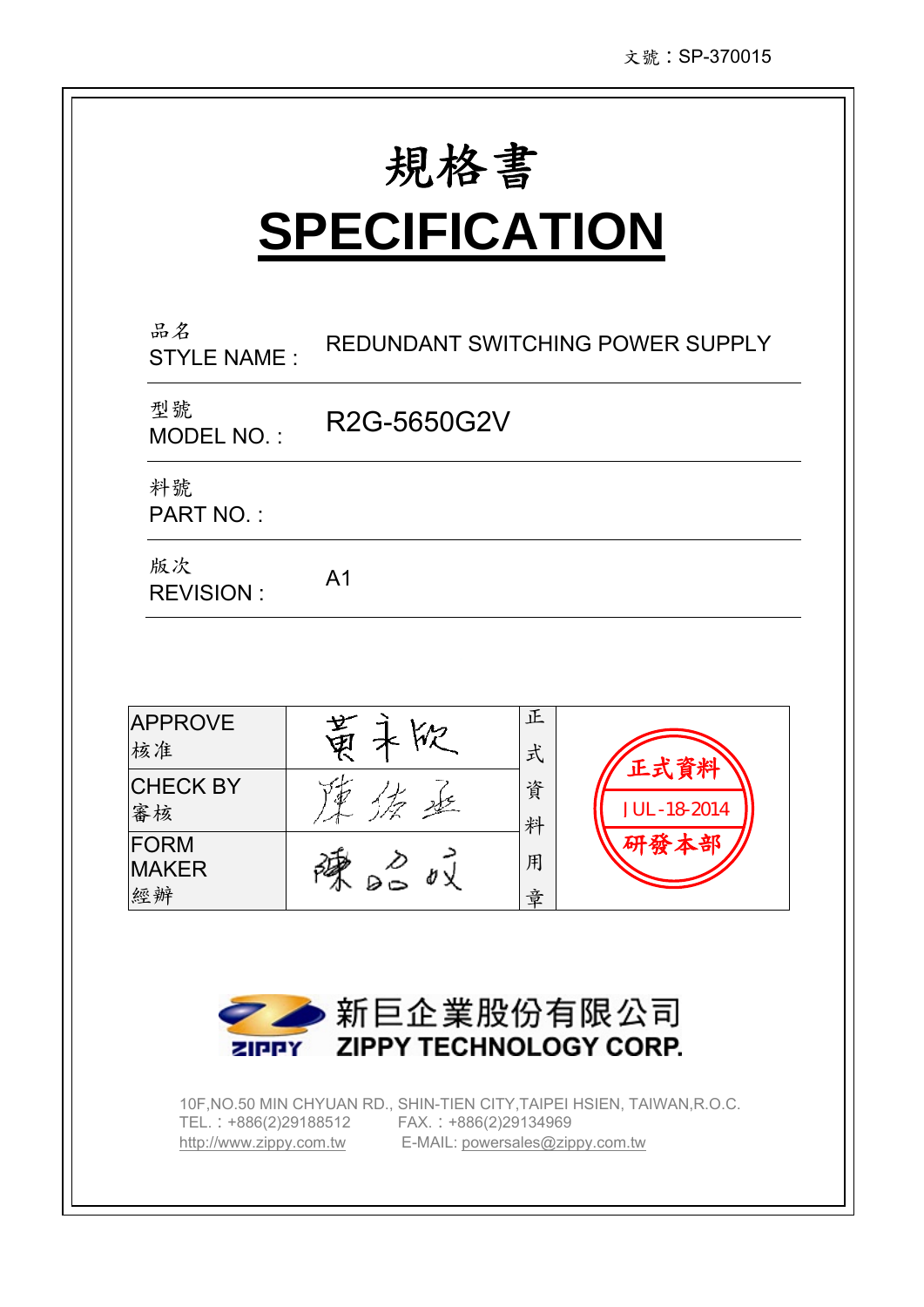文號：SP-370015

# 規格書
# SPECIFICATION

| | |
|---|---|
| 品名<br>STYLE NAME : | REDUNDANT SWITCHING POWER SUPPLY |
| 型號<br>MODEL NO. : | R2G-5650G2V |
| 料號<br>PART NO. : | |
| 版次<br>REVISION : | A1 |

| | | | |
|---|---|---|---|
| APPROVE<br>核准 | 黃永欣 | 正式資料用章 | 正式資料<br>JUL-18-2014<br>研發本部 |
| CHECK BY<br>審核 | 陳俊丞 | | |
| FORM MAKER<br>經辦 | 陳品成 | | |

新巨企業股份有限公司
**ZIPPY TECHNOLOGY CORP.**

10F,NO.50 MIN CHYUAN RD., SHIN-TIEN CITY,TAIPEI HSIEN, TAIWAN,R.O.C.
TEL.：+886(2)29188512 FAX.：+886(2)29134969
http://www.zippy.com.tw E-MAIL: powersales@zippy.com.tw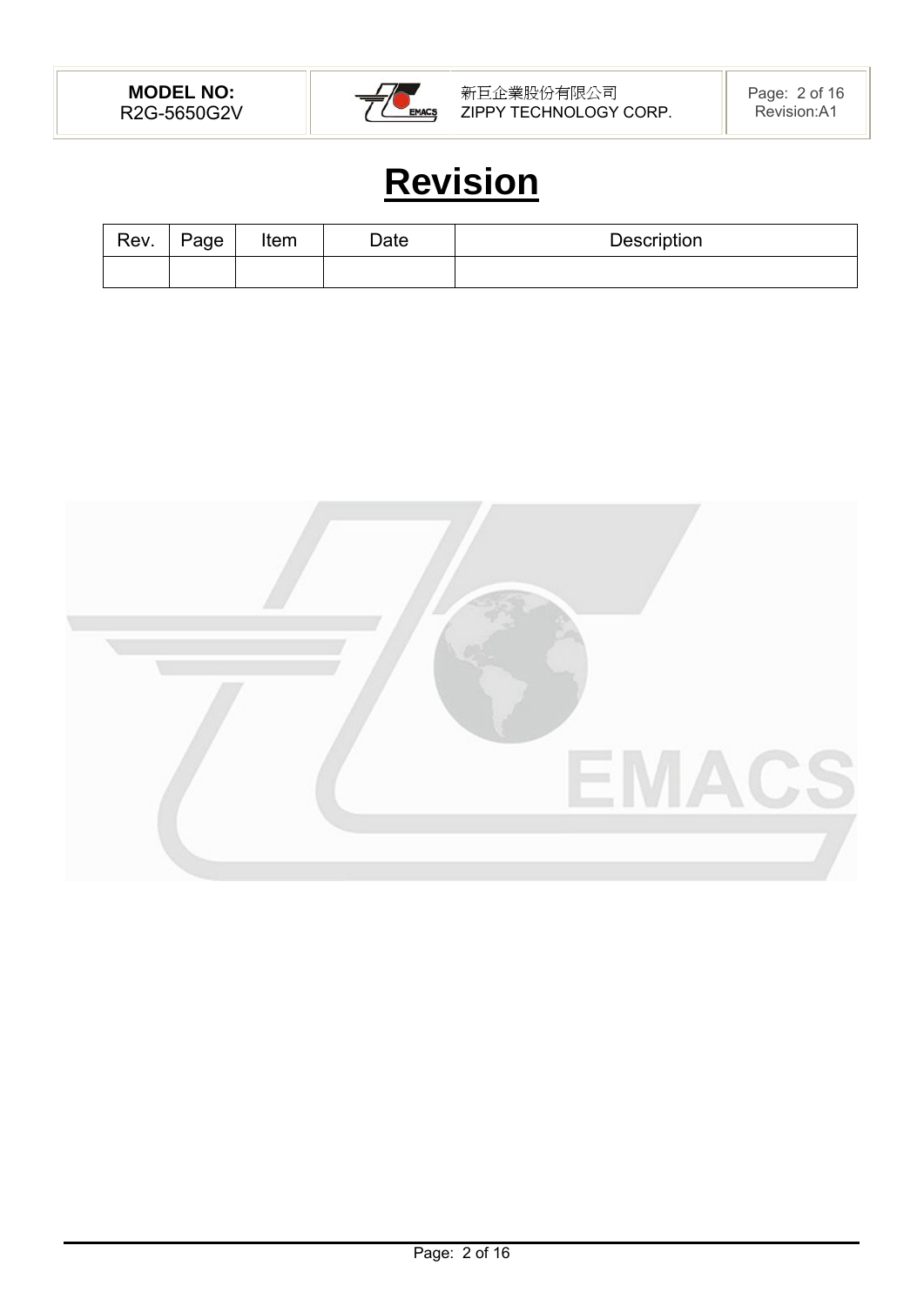# Revision

| Rev. | Page | Item | Date | Description |
|---|---|---|---|---|
| | | | | |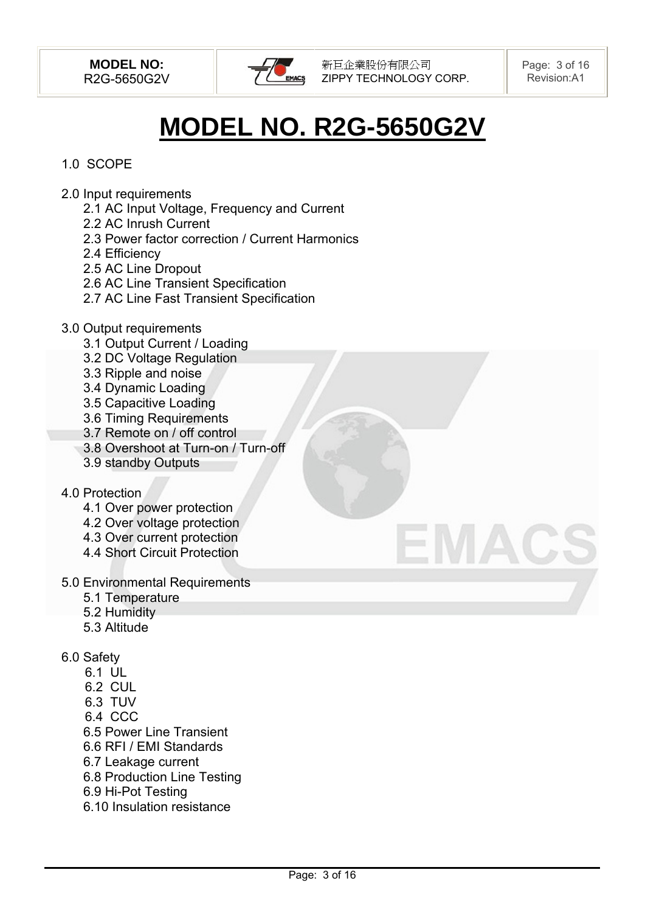# MODEL NO. R2G-5650G2V

1.0 SCOPE

2.0 Input requirements
- 2.1 AC Input Voltage, Frequency and Current
- 2.2 AC Inrush Current
- 2.3 Power factor correction / Current Harmonics
- 2.4 Efficiency
- 2.5 AC Line Dropout
- 2.6 AC Line Transient Specification
- 2.7 AC Line Fast Transient Specification

3.0 Output requirements
- 3.1 Output Current / Loading
- 3.2 DC Voltage Regulation
- 3.3 Ripple and noise
- 3.4 Dynamic Loading
- 3.5 Capacitive Loading
- 3.6 Timing Requirements
- 3.7 Remote on / off control
- 3.8 Overshoot at Turn-on / Turn-off
- 3.9 standby Outputs

4.0 Protection
- 4.1 Over power protection
- 4.2 Over voltage protection
- 4.3 Over current protection
- 4.4 Short Circuit Protection

5.0 Environmental Requirements
- 5.1 Temperature
- 5.2 Humidity
- 5.3 Altitude

6.0 Safety
- 6.1 UL
- 6.2 CUL
- 6.3 TUV
- 6.4 CCC
- 6.5 Power Line Transient
- 6.6 RFI / EMI Standards
- 6.7 Leakage current
- 6.8 Production Line Testing
- 6.9 Hi-Pot Testing
- 6.10 Insulation resistance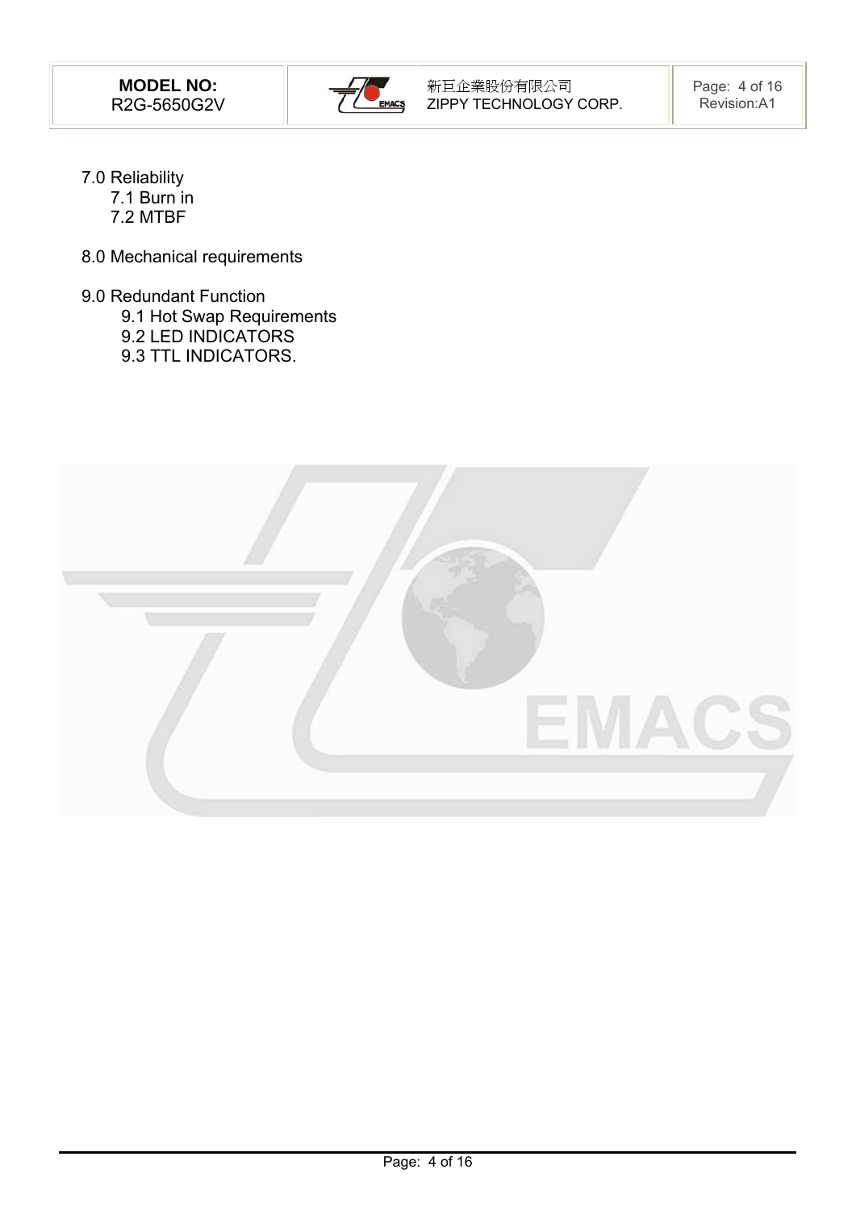- 7.0 Reliability
  - 7.1 Burn in
  - 7.2 MTBF
- 8.0 Mechanical requirements
- 9.0 Redundant Function
  - 9.1 Hot Swap Requirements
  - 9.2 LED INDICATORS
  - 9.3 TTL INDICATORS.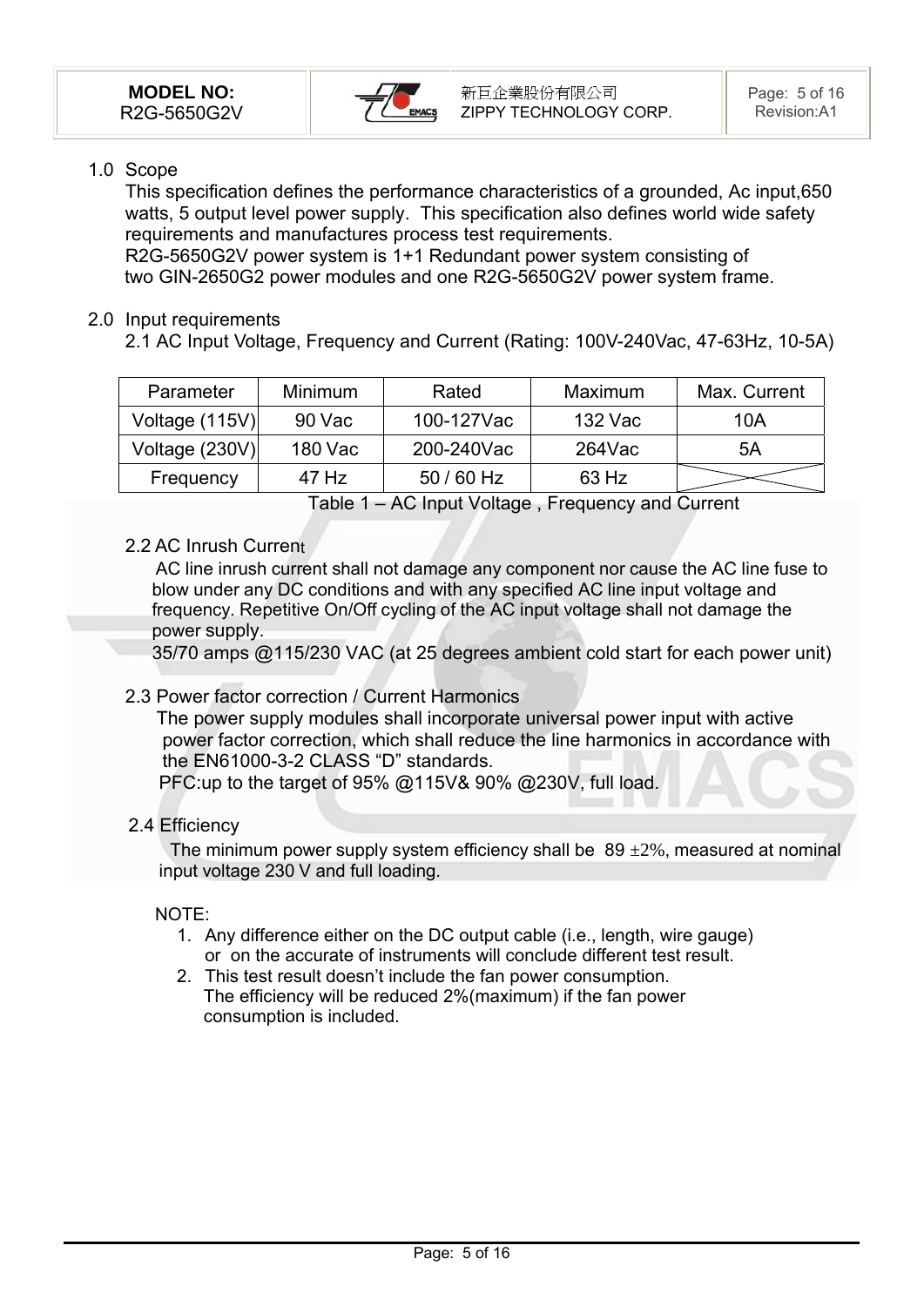## 1.0 Scope

This specification defines the performance characteristics of a grounded, Ac input,650 watts, 5 output level power supply. This specification also defines world wide safety requirements and manufactures process test requirements.
R2G-5650G2V power system is 1+1 Redundant power system consisting of two GIN-2650G2 power modules and one R2G-5650G2V power system frame.

## 2.0 Input requirements

### 2.1 AC Input Voltage, Frequency and Current (Rating: 100V-240Vac, 47-63Hz, 10-5A)

| Parameter | Minimum | Rated | Maximum | Max. Current |
|---|---|---|---|---|
| Voltage (115V) | 90 Vac | 100-127Vac | 132 Vac | 10A |
| Voltage (230V) | 180 Vac | 200-240Vac | 264Vac | 5A |
| Frequency | 47 Hz | 50 / 60 Hz | 63 Hz | |

Table 1 – AC Input Voltage , Frequency and Current

### 2.2 AC Inrush Current

AC line inrush current shall not damage any component nor cause the AC line fuse to blow under any DC conditions and with any specified AC line input voltage and frequency. Repetitive On/Off cycling of the AC input voltage shall not damage the power supply.
35/70 amps @115/230 VAC (at 25 degrees ambient cold start for each power unit)

### 2.3 Power factor correction / Current Harmonics

The power supply modules shall incorporate universal power input with active power factor correction, which shall reduce the line harmonics in accordance with the EN61000-3-2 CLASS "D" standards.
PFC:up to the target of 95% @115V& 90% @230V, full load.

### 2.4 Efficiency

The minimum power supply system efficiency shall be 89 ±2%, measured at nominal input voltage 230 V and full loading.

NOTE:

1. Any difference either on the DC output cable (i.e., length, wire gauge) or on the accurate of instruments will conclude different test result.
2. This test result doesn't include the fan power consumption. The efficiency will be reduced 2%(maximum) if the fan power consumption is included.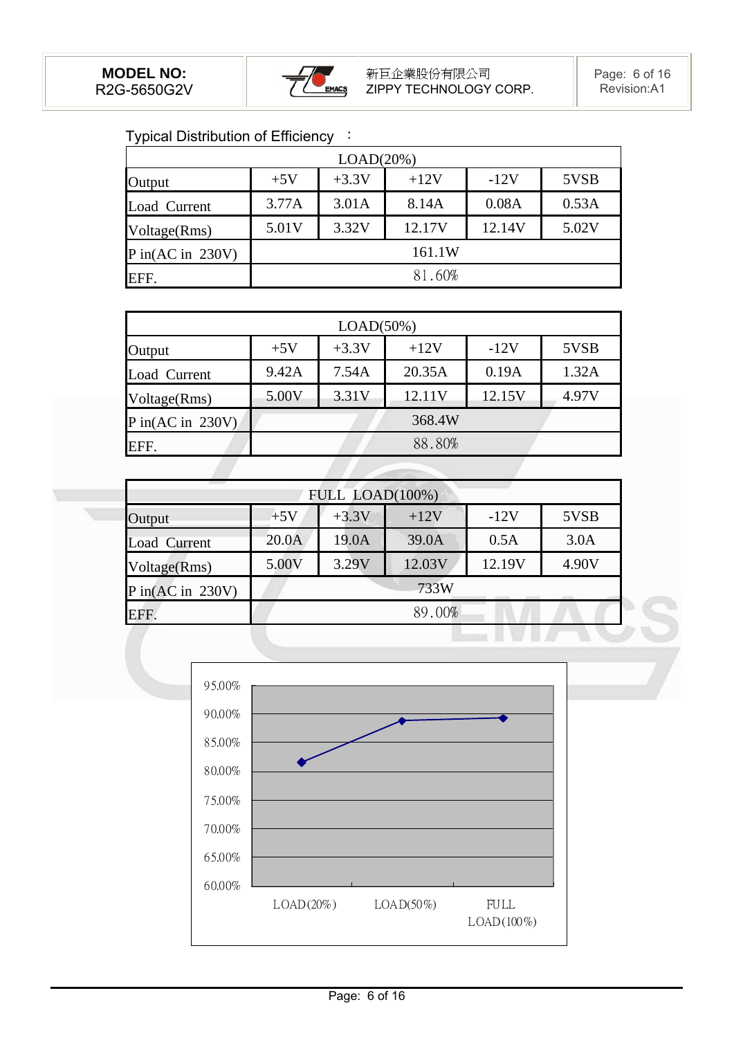Typical Distribution of Efficiency ：

| LOAD(20%) | | | | | |
|---|---|---|---|---|---|
| Output | +5V | +3.3V | +12V | -12V | 5VSB |
| Load Current | 3.77A | 3.01A | 8.14A | 0.08A | 0.53A |
| Voltage(Rms) | 5.01V | 3.32V | 12.17V | 12.14V | 5.02V |
| P in(AC in 230V) | 161.1W | | | | |
| EFF. | 81.60% | | | | |

| LOAD(50%) | | | | | |
|---|---|---|---|---|---|
| Output | +5V | +3.3V | +12V | -12V | 5VSB |
| Load Current | 9.42A | 7.54A | 20.35A | 0.19A | 1.32A |
| Voltage(Rms) | 5.00V | 3.31V | 12.11V | 12.15V | 4.97V |
| P in(AC in 230V) | 368.4W | | | | |
| EFF. | 88.80% | | | | |

| FULL LOAD(100%) | | | | | |
|---|---|---|---|---|---|
| Output | +5V | +3.3V | +12V | -12V | 5VSB |
| Load Current | 20.0A | 19.0A | 39.0A | 0.5A | 3.0A |
| Voltage(Rms) | 5.00V | 3.29V | 12.03V | 12.19V | 4.90V |
| P in(AC in 230V) | 733W | | | | |
| EFF. | 89.00% | | | | |

| | LOAD(20%) | LOAD(50%) | FULL LOAD(100%) |
|---|---|---|---|
| Efficiency | 81.60% | 88.80% | 89.00% |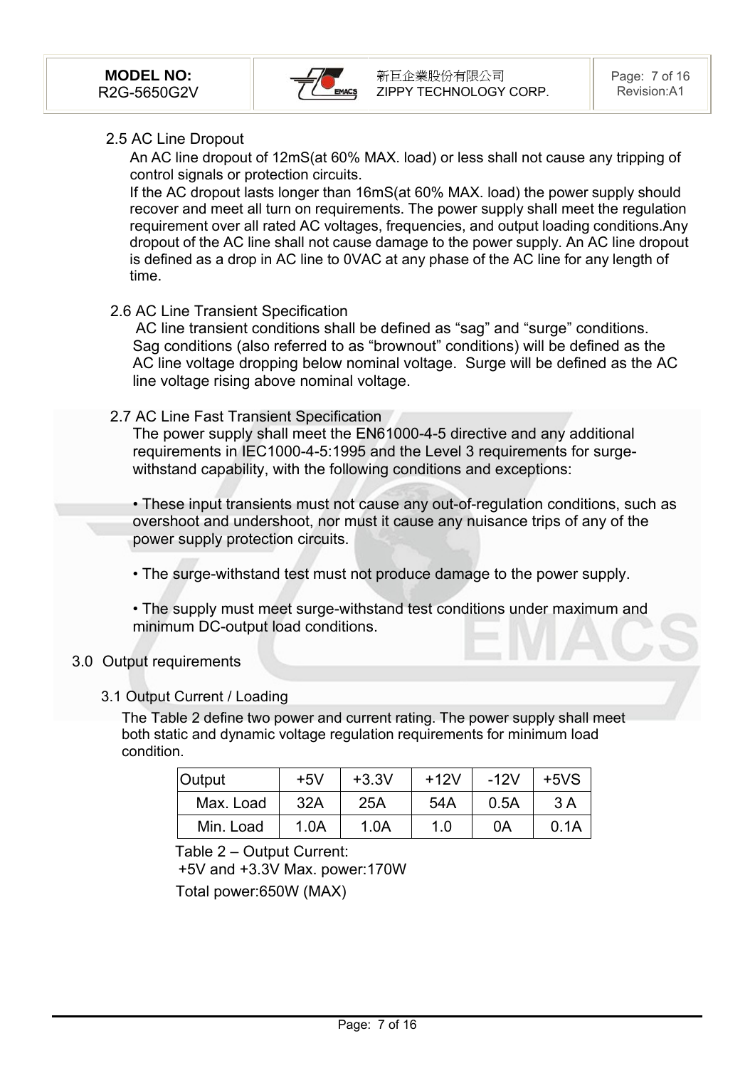## 2.5 AC Line Dropout

An AC line dropout of 12mS(at 60% MAX. load) or less shall not cause any tripping of control signals or protection circuits.

If the AC dropout lasts longer than 16mS(at 60% MAX. load) the power supply should recover and meet all turn on requirements. The power supply shall meet the regulation requirement over all rated AC voltages, frequencies, and output loading conditions.Any dropout of the AC line shall not cause damage to the power supply. An AC line dropout is defined as a drop in AC line to 0VAC at any phase of the AC line for any length of time.

## 2.6 AC Line Transient Specification

AC line transient conditions shall be defined as “sag” and “surge” conditions. Sag conditions (also referred to as “brownout” conditions) will be defined as the AC line voltage dropping below nominal voltage. Surge will be defined as the AC line voltage rising above nominal voltage.

## 2.7 AC Line Fast Transient Specification

The power supply shall meet the EN61000-4-5 directive and any additional requirements in IEC1000-4-5:1995 and the Level 3 requirements for surge-withstand capability, with the following conditions and exceptions:

- These input transients must not cause any out-of-regulation conditions, such as overshoot and undershoot, nor must it cause any nuisance trips of any of the power supply protection circuits.
- The surge-withstand test must not produce damage to the power supply.
- The supply must meet surge-withstand test conditions under maximum and minimum DC-output load conditions.

# 3.0 Output requirements

## 3.1 Output Current / Loading

The Table 2 define two power and current rating. The power supply shall meet both static and dynamic voltage regulation requirements for minimum load condition.

| Output | +5V | +3.3V | +12V | -12V | +5VS |
|---|---|---|---|---|---|
| Max. Load | 32A | 25A | 54A | 0.5A | 3 A |
| Min. Load | 1.0A | 1.0A | 1.0 | 0A | 0.1A |

Table 2 – Output Current:

+5V and +3.3V Max. power:170W

Total power:650W (MAX)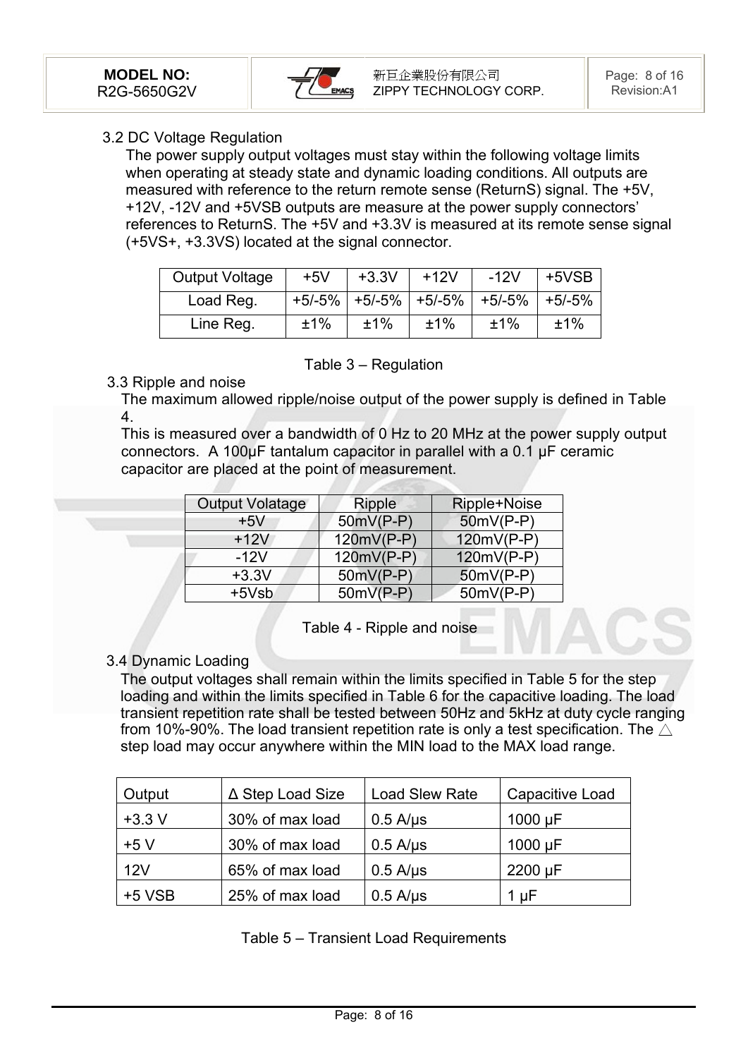### 3.2 DC Voltage Regulation

The power supply output voltages must stay within the following voltage limits when operating at steady state and dynamic loading conditions. All outputs are measured with reference to the return remote sense (ReturnS) signal. The +5V, +12V, -12V and +5VSB outputs are measure at the power supply connectors' references to ReturnS. The +5V and +3.3V is measured at its remote sense signal (+5VS+, +3.3VS) located at the signal connector.

| Output Voltage | +5V | +3.3V | +12V | -12V | +5VSB |
|---|---|---|---|---|---|
| Load Reg. | +5/-5% | +5/-5% | +5/-5% | +5/-5% | +5/-5% |
| Line Reg. | ±1% | ±1% | ±1% | ±1% | ±1% |

Table 3 – Regulation

### 3.3 Ripple and noise

The maximum allowed ripple/noise output of the power supply is defined in Table 4.

This is measured over a bandwidth of 0 Hz to 20 MHz at the power supply output connectors. A 100μF tantalum capacitor in parallel with a 0.1 μF ceramic capacitor are placed at the point of measurement.

| Output Volatage | Ripple | Ripple+Noise |
|---|---|---|
| +5V | 50mV(P-P) | 50mV(P-P) |
| +12V | 120mV(P-P) | 120mV(P-P) |
| -12V | 120mV(P-P) | 120mV(P-P) |
| +3.3V | 50mV(P-P) | 50mV(P-P) |
| +5Vsb | 50mV(P-P) | 50mV(P-P) |

Table 4 - Ripple and noise

### 3.4 Dynamic Loading

The output voltages shall remain within the limits specified in Table 5 for the step loading and within the limits specified in Table 6 for the capacitive loading. The load transient repetition rate shall be tested between 50Hz and 5kHz at duty cycle ranging from 10%-90%. The load transient repetition rate is only a test specification. The △ step load may occur anywhere within the MIN load to the MAX load range.

| Output | Δ Step Load Size | Load Slew Rate | Capacitive Load |
|---|---|---|---|
| +3.3 V | 30% of max load | 0.5 A/μs | 1000 μF |
| +5 V | 30% of max load | 0.5 A/μs | 1000 μF |
| 12V | 65% of max load | 0.5 A/μs | 2200 μF |
| +5 VSB | 25% of max load | 0.5 A/μs | 1 μF |

Table 5 – Transient Load Requirements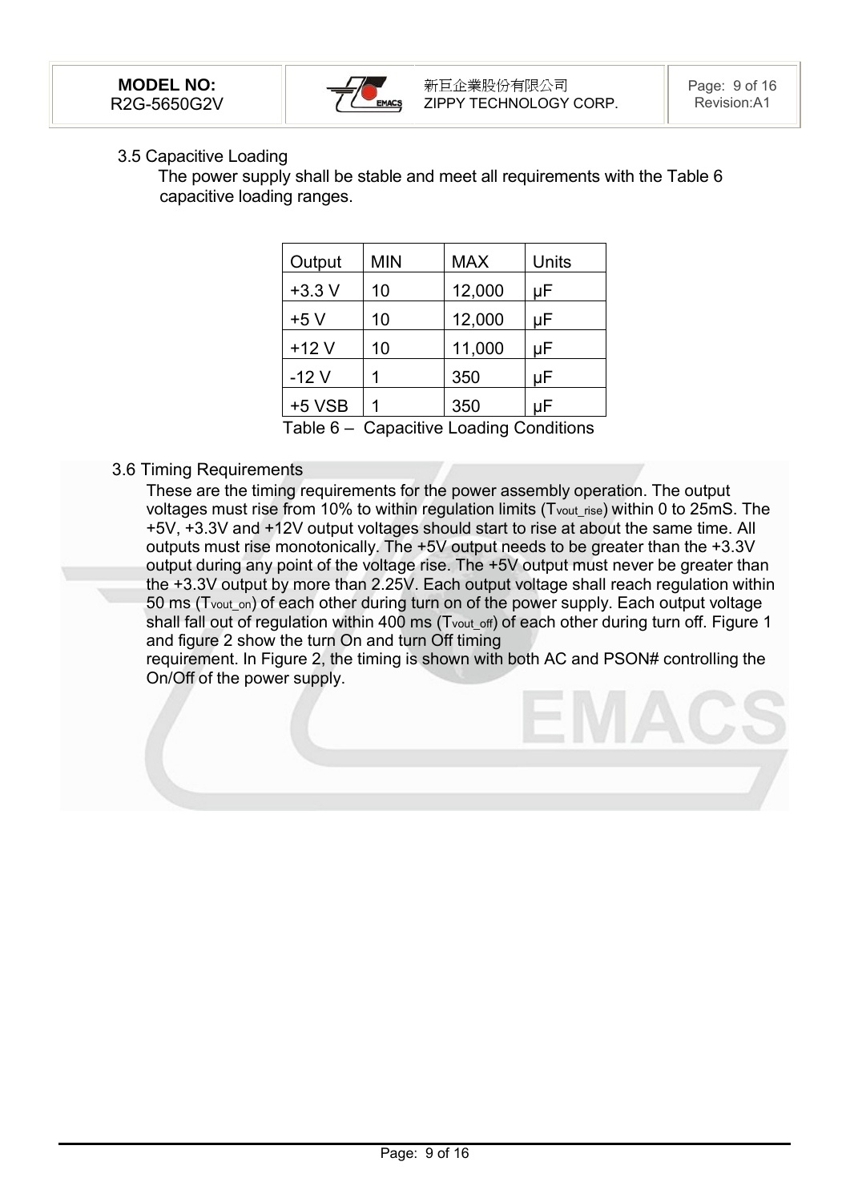## 3.5 Capacitive Loading

The power supply shall be stable and meet all requirements with the Table 6 capacitive loading ranges.

| Output | MIN | MAX | Units |
|---|---|---|---|
| +3.3 V | 10 | 12,000 | μF |
| +5 V | 10 | 12,000 | μF |
| +12 V | 10 | 11,000 | μF |
| -12 V | 1 | 350 | μF |
| +5 VSB | 1 | 350 | μF |

Table 6 – Capacitive Loading Conditions

## 3.6 Timing Requirements

These are the timing requirements for the power assembly operation. The output voltages must rise from 10% to within regulation limits ($T_{vout\_rise}$) within 0 to 25mS. The +5V, +3.3V and +12V output voltages should start to rise at about the same time. All outputs must rise monotonically. The +5V output needs to be greater than the +3.3V output during any point of the voltage rise. The +5V output must never be greater than the +3.3V output by more than 2.25V. Each output voltage shall reach regulation within 50 ms ($T_{vout\_on}$) of each other during turn on of the power supply. Each output voltage shall fall out of regulation within 400 ms ($T_{vout\_off}$) of each other during turn off. Figure 1 and figure 2 show the turn On and turn Off timing requirement. In Figure 2, the timing is shown with both AC and PSON# controlling the On/Off of the power supply.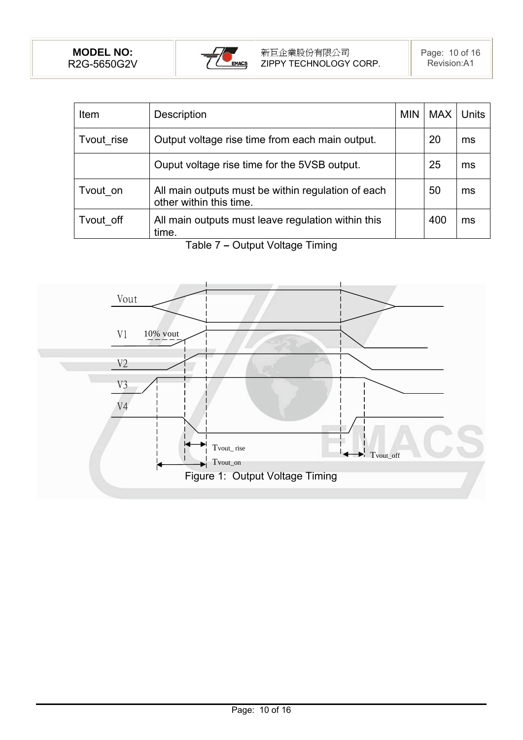| Item | Description | MIN | MAX | Units |
|---|---|---|---|---|
| Tvout_rise | Output voltage rise time from each main output. | | 20 | ms |
| | Ouput voltage rise time for the 5VSB output. | | 25 | ms |
| Tvout_on | All main outputs must be within regulation of each other within this time. | | 50 | ms |
| Tvout_off | All main outputs must leave regulation within this time. | | 400 | ms |

Table 7 – Output Voltage Timing

Figure 1: Output Voltage Timing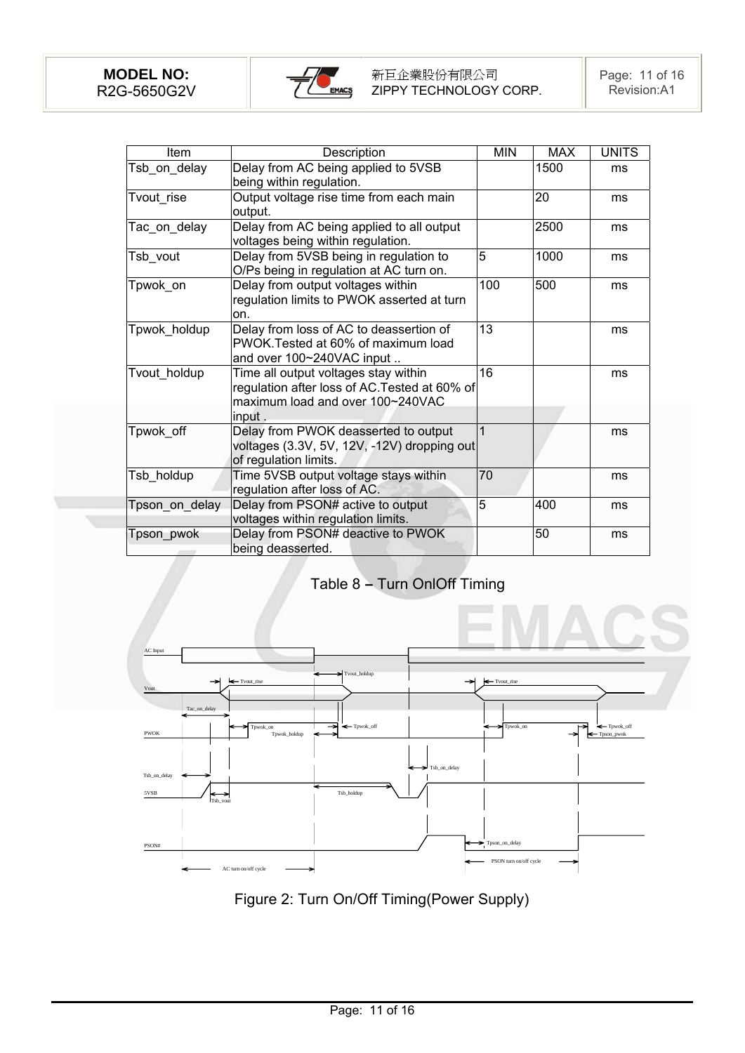| Item | Description | MIN | MAX | UNITS |
|---|---|---|---|---|
| Tsb_on_delay | Delay from AC being applied to 5VSB being within regulation. | | 1500 | ms |
| Tvout_rise | Output voltage rise time from each main output. | | 20 | ms |
| Tac_on_delay | Delay from AC being applied to all output voltages being within regulation. | | 2500 | ms |
| Tsb_vout | Delay from 5VSB being in regulation to O/Ps being in regulation at AC turn on. | 5 | 1000 | ms |
| Tpwok_on | Delay from output voltages within regulation limits to PWOK asserted at turn on. | 100 | 500 | ms |
| Tpwok_holdup | Delay from loss of AC to deassertion of PWOK.Tested at 60% of maximum load and over 100~240VAC input .. | 13 | | ms |
| Tvout_holdup | Time all output voltages stay within regulation after loss of AC.Tested at 60% of maximum load and over 100~240VAC input . | 16 | | ms |
| Tpwok_off | Delay from PWOK deasserted to output voltages (3.3V, 5V, 12V, -12V) dropping out of regulation limits. | 1 | | ms |
| Tsb_holdup | Time 5VSB output voltage stays within regulation after loss of AC. | 70 | | ms |
| Tpson_on_delay | Delay from PSON# active to output voltages within regulation limits. | 5 | 400 | ms |
| Tpson_pwok | Delay from PSON# deactive to PWOK being deasserted. | | 50 | ms |

Table 8 – Turn OnlOff Timing

AC Input

Vout

Tvout_rise

Tvout_holdup

Tac_on_delay

PWOK

Tpwok_on

Tpwok_holdup

Tpwok_off

Tpson_pwok

Tsb_on_delay

5VSB

Tsb_vout

Tsb_holdup

PSON#

Tpson_on_delay

AC turn on/off cycle

PSON turn on/off cycle

Figure 2: Turn On/Off Timing(Power Supply)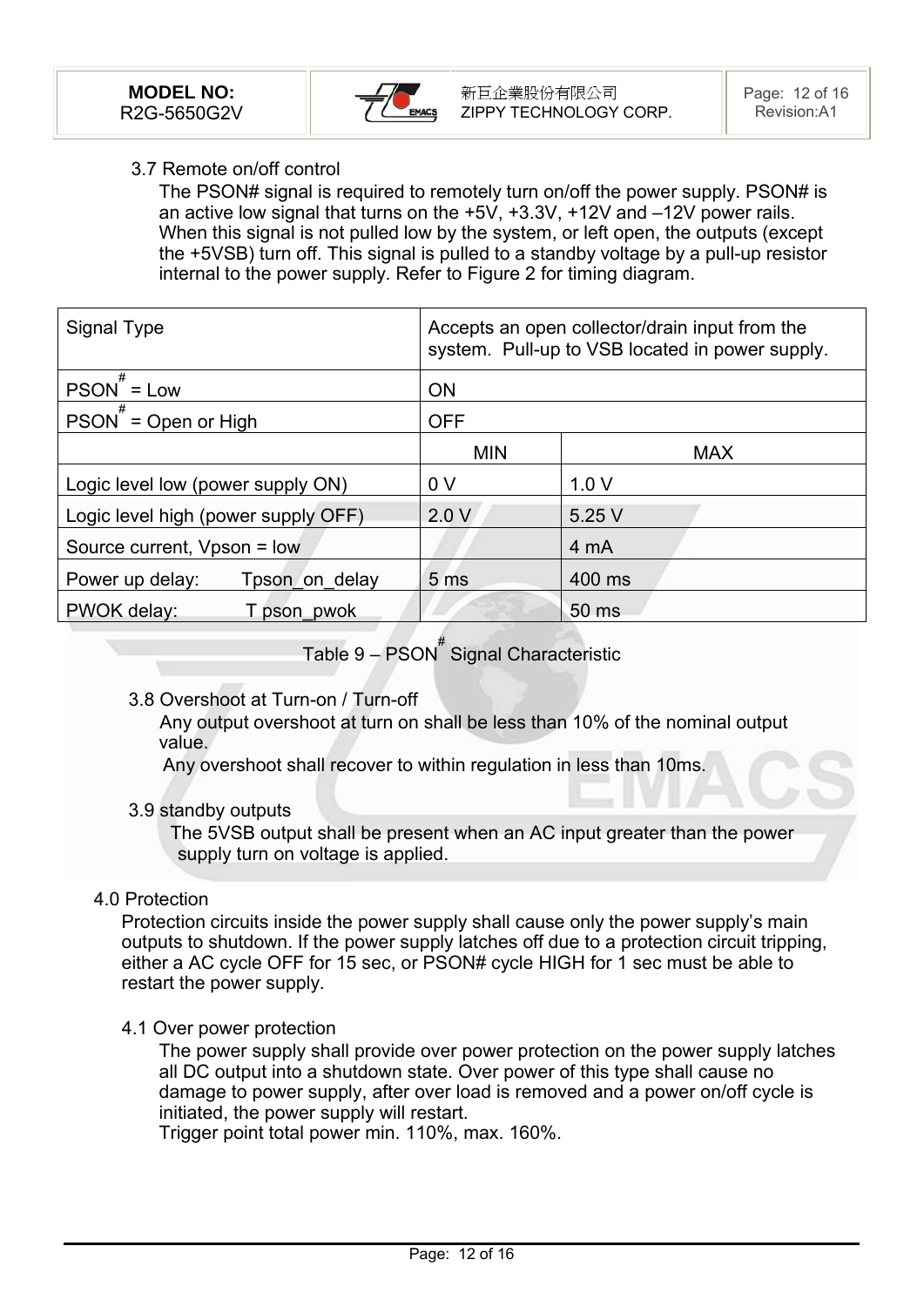### 3.7 Remote on/off control

The PSON# signal is required to remotely turn on/off the power supply. PSON# is an active low signal that turns on the +5V, +3.3V, +12V and –12V power rails. When this signal is not pulled low by the system, or left open, the outputs (except the +5VSB) turn off. This signal is pulled to a standby voltage by a pull-up resistor internal to the power supply. Refer to Figure 2 for timing diagram.

| Signal Type | Accepts an open collector/drain input from the system. Pull-up to VSB located in power supply. | |
|---|---|---|
| PSON# = Low | ON | |
| PSON# = Open or High | OFF | |
| | MIN | MAX |
| Logic level low (power supply ON) | 0 V | 1.0 V |
| Logic level high (power supply OFF) | 2.0 V | 5.25 V |
| Source current, Vpson = low | | 4 mA |
| Power up delay: Tpson_on_delay | 5 ms | 400 ms |
| PWOK delay: T pson_pwok | | 50 ms |

Table 9 – PSON# Signal Characteristic

### 3.8 Overshoot at Turn-on / Turn-off

Any output overshoot at turn on shall be less than 10% of the nominal output value.

Any overshoot shall recover to within regulation in less than 10ms.

### 3.9 standby outputs

The 5VSB output shall be present when an AC input greater than the power supply turn on voltage is applied.

## 4.0 Protection

Protection circuits inside the power supply shall cause only the power supply's main outputs to shutdown. If the power supply latches off due to a protection circuit tripping, either a AC cycle OFF for 15 sec, or PSON# cycle HIGH for 1 sec must be able to restart the power supply.

### 4.1 Over power protection

The power supply shall provide over power protection on the power supply latches all DC output into a shutdown state. Over power of this type shall cause no damage to power supply, after over load is removed and a power on/off cycle is initiated, the power supply will restart.

Trigger point total power min. 110%, max. 160%.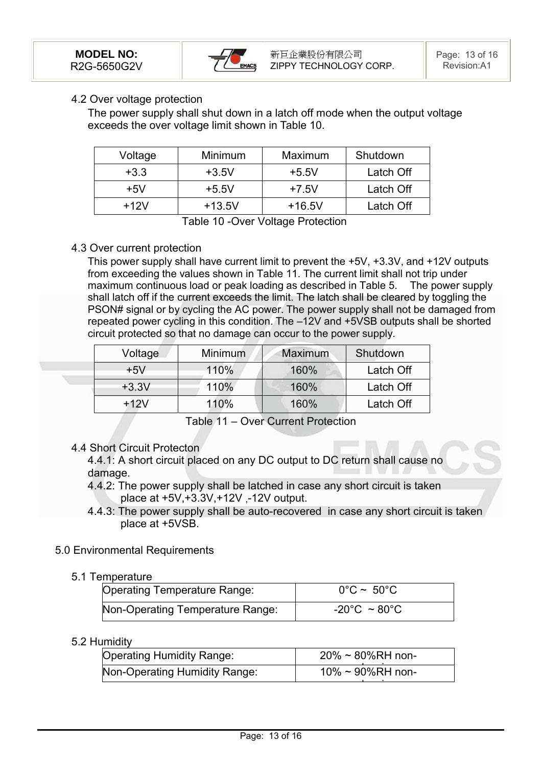### 4.2 Over voltage protection

The power supply shall shut down in a latch off mode when the output voltage exceeds the over voltage limit shown in Table 10.

| Voltage | Minimum | Maximum | Shutdown |
|---|---|---|---|
| +3.3 | +3.5V | +5.5V | Latch Off |
| +5V | +5.5V | +7.5V | Latch Off |
| +12V | +13.5V | +16.5V | Latch Off |

Table 10 -Over Voltage Protection

### 4.3 Over current protection

This power supply shall have current limit to prevent the +5V, +3.3V, and +12V outputs from exceeding the values shown in Table 11. The current limit shall not trip under maximum continuous load or peak loading as described in Table 5. The power supply shall latch off if the current exceeds the limit. The latch shall be cleared by toggling the PSON# signal or by cycling the AC power. The power supply shall not be damaged from repeated power cycling in this condition. The –12V and +5VSB outputs shall be shorted circuit protected so that no damage can occur to the power supply.

| Voltage | Minimum | Maximum | Shutdown |
|---|---|---|---|
| +5V | 110% | 160% | Latch Off |
| +3.3V | 110% | 160% | Latch Off |
| +12V | 110% | 160% | Latch Off |

Table 11 – Over Current Protection

### 4.4 Short Circuit Protecton

4.4.1: A short circuit placed on any DC output to DC return shall cause no damage.

4.4.2: The power supply shall be latched in case any short circuit is taken place at +5V,+3.3V,+12V ,-12V output.

4.4.3: The power supply shall be auto-recovered in case any short circuit is taken place at +5VSB.

## 5.0 Environmental Requirements

### 5.1 Temperature

| Operating Temperature Range: | 0°C ~ 50°C |
|---|---|
| Non-Operating Temperature Range: | -20°C ~ 80°C |

### 5.2 Humidity

| Operating Humidity Range: | 20% ~ 80%RH non-condensing |
|---|---|
| Non-Operating Humidity Range: | 10% ~ 90%RH non-condensing |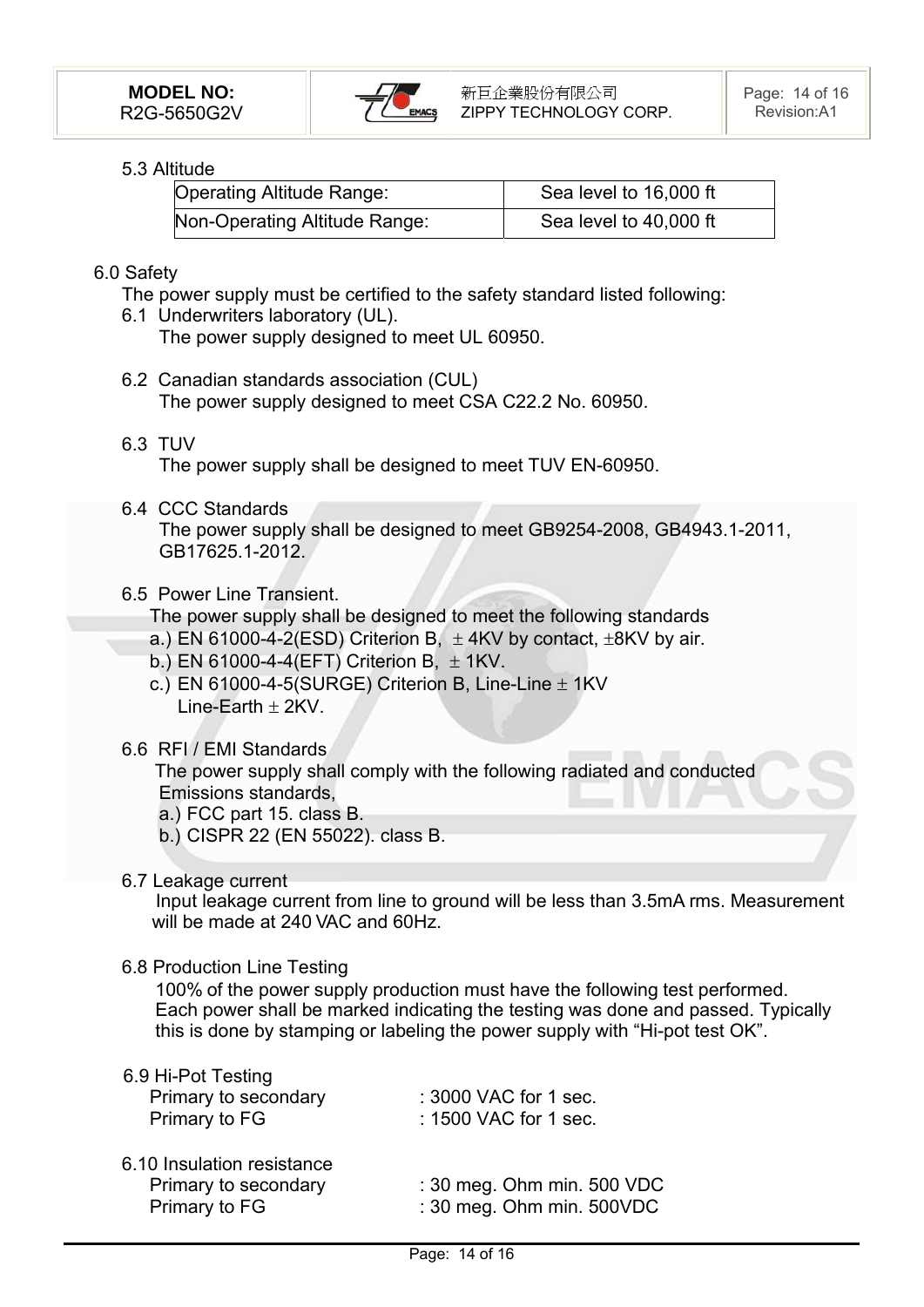5.3 Altitude

| Operating Altitude Range: | Sea level to 16,000 ft |
|---|---|
| Non-Operating Altitude Range: | Sea level to 40,000 ft |

6.0 Safety

The power supply must be certified to the safety standard listed following:

6.1 Underwriters laboratory (UL).
The power supply designed to meet UL 60950.

6.2 Canadian standards association (CUL)
The power supply designed to meet CSA C22.2 No. 60950.

6.3 TUV
The power supply shall be designed to meet TUV EN-60950.

6.4 CCC Standards
The power supply shall be designed to meet GB9254-2008, GB4943.1-2011, GB17625.1-2012.

6.5 Power Line Transient.
The power supply shall be designed to meet the following standards

a.) EN 61000-4-2(ESD) Criterion B, ± 4KV by contact, ±8KV by air.
b.) EN 61000-4-4(EFT) Criterion B, ± 1KV.
c.) EN 61000-4-5(SURGE) Criterion B, Line-Line ± 1KV
Line-Earth ± 2KV.

6.6 RFI / EMI Standards
The power supply shall comply with the following radiated and conducted Emissions standards,

a.) FCC part 15. class B.
b.) CISPR 22 (EN 55022). class B.

6.7 Leakage current
Input leakage current from line to ground will be less than 3.5mA rms. Measurement will be made at 240 VAC and 60Hz.

6.8 Production Line Testing
100% of the power supply production must have the following test performed. Each power shall be marked indicating the testing was done and passed. Typically this is done by stamping or labeling the power supply with "Hi-pot test OK".

6.9 Hi-Pot Testing

| | |
|---|---|
| Primary to secondary | : 3000 VAC for 1 sec. |
| Primary to FG | : 1500 VAC for 1 sec. |

6.10 Insulation resistance

| | |
|---|---|
| Primary to secondary | : 30 meg. Ohm min. 500 VDC |
| Primary to FG | : 30 meg. Ohm min. 500VDC |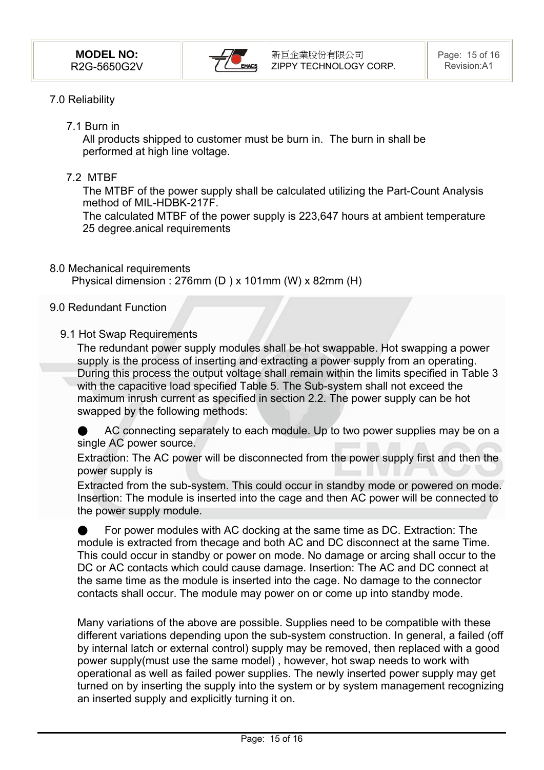## 7.0 Reliability

### 7.1 Burn in

All products shipped to customer must be burn in. The burn in shall be performed at high line voltage.

### 7.2 MTBF

The MTBF of the power supply shall be calculated utilizing the Part-Count Analysis method of MIL-HDBK-217F.

The calculated MTBF of the power supply is 223,647 hours at ambient temperature 25 degree.anical requirements

## 8.0 Mechanical requirements

Physical dimension : 276mm (D ) x 101mm (W) x 82mm (H)

## 9.0 Redundant Function

### 9.1 Hot Swap Requirements

The redundant power supply modules shall be hot swappable. Hot swapping a power supply is the process of inserting and extracting a power supply from an operating. During this process the output voltage shall remain within the limits specified in Table 3 with the capacitive load specified Table 5. The Sub-system shall not exceed the maximum inrush current as specified in section 2.2. The power supply can be hot swapped by the following methods:

● AC connecting separately to each module. Up to two power supplies may be on a single AC power source.

Extraction: The AC power will be disconnected from the power supply first and then the power supply is

Extracted from the sub-system. This could occur in standby mode or powered on mode. Insertion: The module is inserted into the cage and then AC power will be connected to the power supply module.

● For power modules with AC docking at the same time as DC. Extraction: The module is extracted from thecage and both AC and DC disconnect at the same Time. This could occur in standby or power on mode. No damage or arcing shall occur to the DC or AC contacts which could cause damage. Insertion: The AC and DC connect at the same time as the module is inserted into the cage. No damage to the connector contacts shall occur. The module may power on or come up into standby mode.

Many variations of the above are possible. Supplies need to be compatible with these different variations depending upon the sub-system construction. In general, a failed (off by internal latch or external control) supply may be removed, then replaced with a good power supply(must use the same model) , however, hot swap needs to work with operational as well as failed power supplies. The newly inserted power supply may get turned on by inserting the supply into the system or by system management recognizing an inserted supply and explicitly turning it on.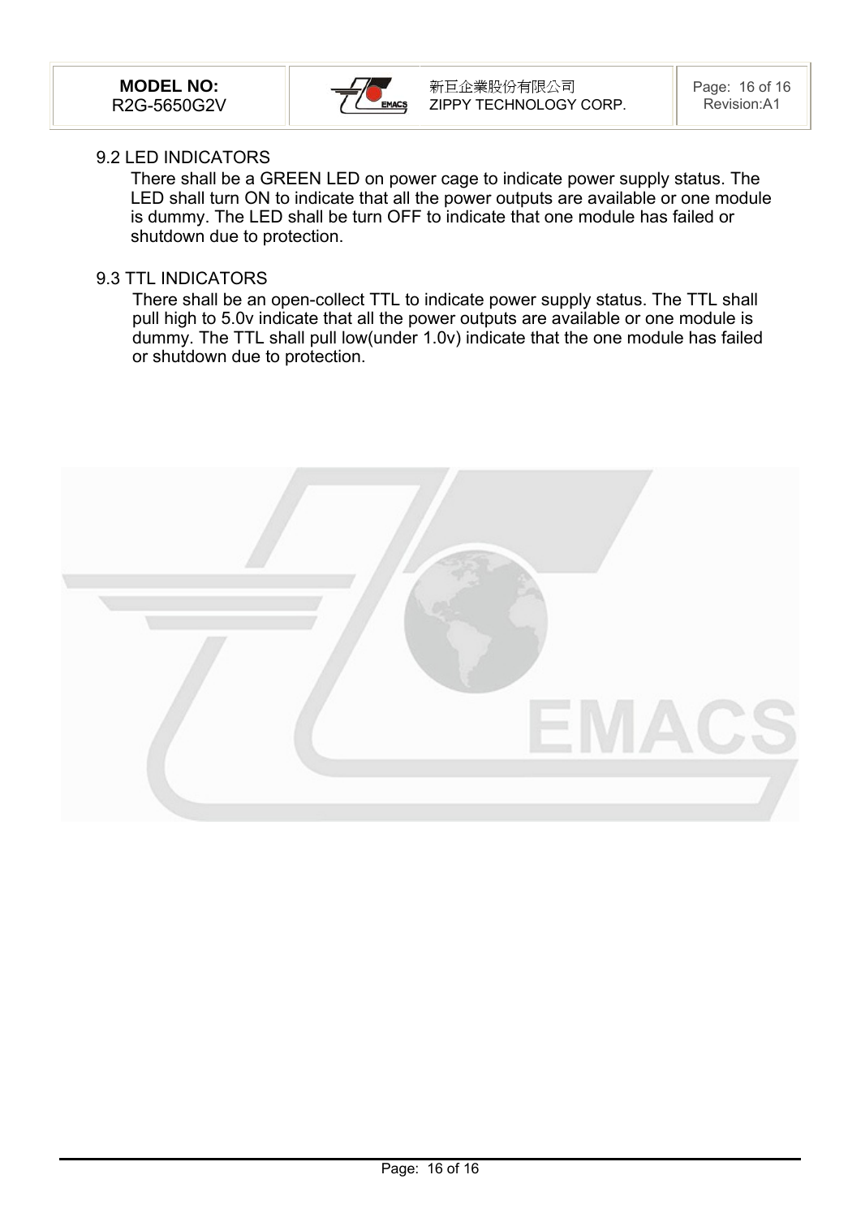## 9.2 LED INDICATORS

There shall be a GREEN LED on power cage to indicate power supply status. The LED shall turn ON to indicate that all the power outputs are available or one module is dummy. The LED shall be turn OFF to indicate that one module has failed or shutdown due to protection.

## 9.3 TTL INDICATORS

There shall be an open-collect TTL to indicate power supply status. The TTL shall pull high to 5.0v indicate that all the power outputs are available or one module is dummy. The TTL shall pull low(under 1.0v) indicate that the one module has failed or shutdown due to protection.